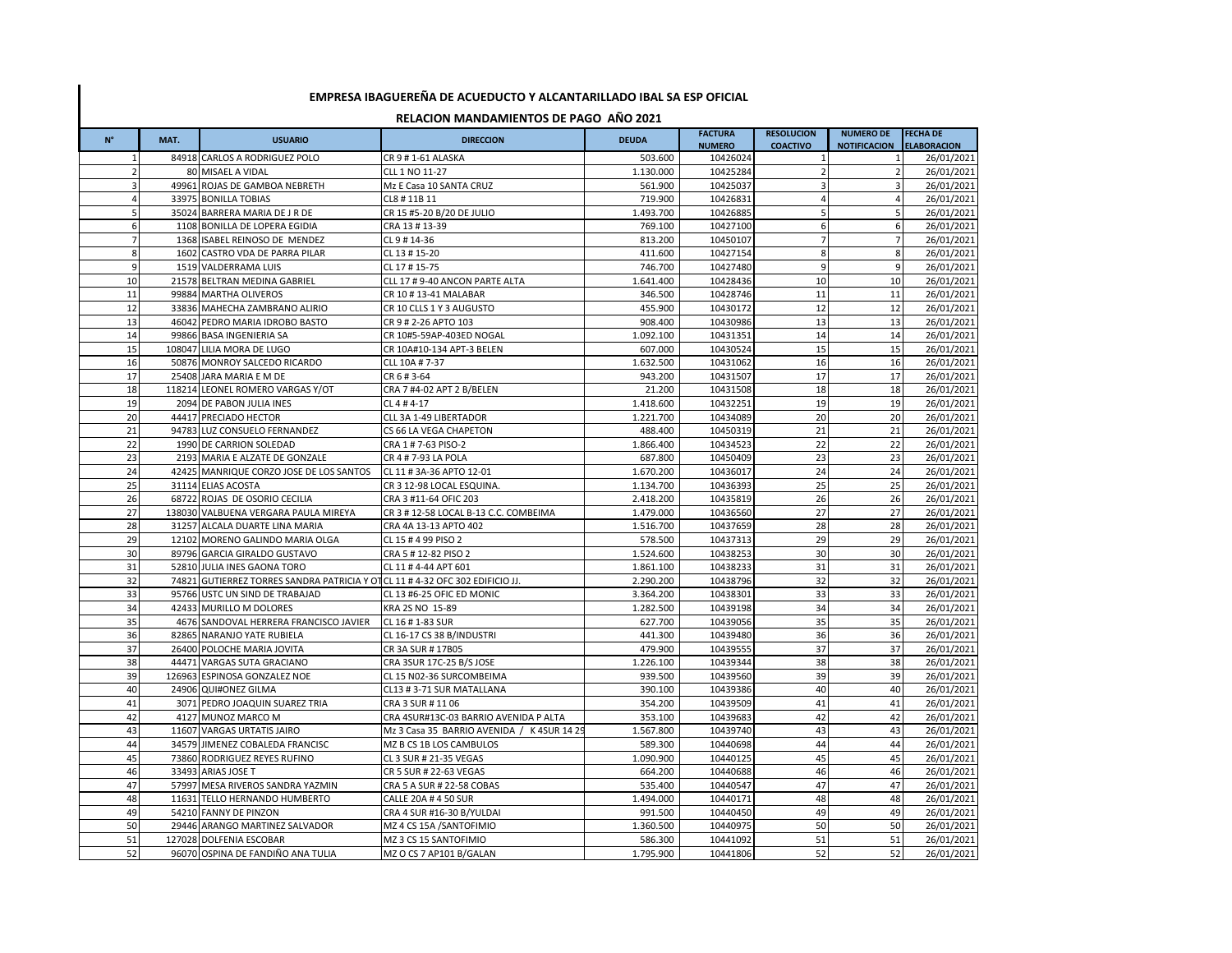# EMPRESA IBAGUEREÑA DE ACUEDUCTO Y ALCANTARILLADO IBAL SA ESP OFICIAL

## RELACION MANDAMIENTOS DE PAGO AÑO 2021

| N° | MAT. | USUARIO | DIRECCION | DEUDA | FACTURA NUMERO | RESOLUCION COACTIVO | NUMERO DE NOTIFICACION | FECHA DE ELABORACION |
|---|---|---|---|---|---|---|---|---|
| 1 | 84918 | CARLOS A RODRIGUEZ POLO | CR 9 # 1-61 ALASKA | 503.600 | 10426024 | 1 | 1 | 26/01/2021 |
| 2 | 80 | MISAEL A VIDAL | CLL 1 NO 11-27 | 1.130.000 | 10425284 | 2 | 2 | 26/01/2021 |
| 3 | 49961 | ROJAS DE GAMBOA NEBRETH | Mz E Casa 10 SANTA CRUZ | 561.900 | 10425037 | 3 | 3 | 26/01/2021 |
| 4 | 33975 | BONILLA TOBIAS | CL8 # 11B 11 | 719.900 | 10426831 | 4 | 4 | 26/01/2021 |
| 5 | 35024 | BARRERA MARIA DE J R DE | CR 15 #5-20 B/20 DE JULIO | 1.493.700 | 10426885 | 5 | 5 | 26/01/2021 |
| 6 | 1108 | BONILLA DE LOPERA EGIDIA | CRA 13 # 13-39 | 769.100 | 10427100 | 6 | 6 | 26/01/2021 |
| 7 | 1368 | ISABEL REINOSO DE MENDEZ | CL 9 # 14-36 | 813.200 | 10450107 | 7 | 7 | 26/01/2021 |
| 8 | 1602 | CASTRO VDA DE PARRA PILAR | CL 13 # 15-20 | 411.600 | 10427154 | 8 | 8 | 26/01/2021 |
| 9 | 1519 | VALDERRAMA LUIS | CL 17 # 15-75 | 746.700 | 10427480 | 9 | 9 | 26/01/2021 |
| 10 | 21578 | BELTRAN MEDINA GABRIEL | CLL 17 # 9-40 ANCON PARTE ALTA | 1.641.400 | 10428436 | 10 | 10 | 26/01/2021 |
| 11 | 99884 | MARTHA OLIVEROS | CR 10 # 13-41 MALABAR | 346.500 | 10428746 | 11 | 11 | 26/01/2021 |
| 12 | 33836 | MAHECHA ZAMBRANO ALIRIO | CR 10 CLLS 1 Y 3 AUGUSTO | 455.900 | 10430172 | 12 | 12 | 26/01/2021 |
| 13 | 46042 | PEDRO MARIA IDROBO BASTO | CR 9 # 2-26 APTO 103 | 908.400 | 10430986 | 13 | 13 | 26/01/2021 |
| 14 | 99866 | BASA INGENIERIA SA | CR 10#5-59AP-403ED NOGAL | 1.092.100 | 10431351 | 14 | 14 | 26/01/2021 |
| 15 | 108047 | LILIA MORA DE LUGO | CR 10A#10-134 APT-3 BELEN | 607.000 | 10430524 | 15 | 15 | 26/01/2021 |
| 16 | 50876 | MONROY SALCEDO RICARDO | CLL 10A # 7-37 | 1.632.500 | 10431062 | 16 | 16 | 26/01/2021 |
| 17 | 25408 | JARA MARIA E M DE | CR 6 # 3-64 | 943.200 | 10431507 | 17 | 17 | 26/01/2021 |
| 18 | 118214 | LEONEL ROMERO VARGAS Y/OT | CRA 7 #4-02 APT 2 B/BELEN | 21.200 | 10431508 | 18 | 18 | 26/01/2021 |
| 19 | 2094 | DE PABON JULIA INES | CL 4 # 4-17 | 1.418.600 | 10432251 | 19 | 19 | 26/01/2021 |
| 20 | 44417 | PRECIADO HECTOR | CLL 3A 1-49 LIBERTADOR | 1.221.700 | 10434089 | 20 | 20 | 26/01/2021 |
| 21 | 94783 | LUZ CONSUELO FERNANDEZ | CS 66 LA VEGA CHAPETON | 488.400 | 10450319 | 21 | 21 | 26/01/2021 |
| 22 | 1990 | DE CARRION SOLEDAD | CRA 1 # 7-63 PISO-2 | 1.866.400 | 10434523 | 22 | 22 | 26/01/2021 |
| 23 | 2193 | MARIA E ALZATE DE GONZALE | CR 4 # 7-93 LA POLA | 687.800 | 10450409 | 23 | 23 | 26/01/2021 |
| 24 | 42425 | MANRIQUE CORZO JOSE DE LOS SANTOS | CL 11 # 3A-36 APTO 12-01 | 1.670.200 | 10436017 | 24 | 24 | 26/01/2021 |
| 25 | 31114 | ELIAS ACOSTA | CR 3 12-98 LOCAL ESQUINA. | 1.134.700 | 10436393 | 25 | 25 | 26/01/2021 |
| 26 | 68722 | ROJAS DE OSORIO CECILIA | CRA 3 #11-64 OFIC 203 | 2.418.200 | 10435819 | 26 | 26 | 26/01/2021 |
| 27 | 138030 | VALBUENA VERGARA PAULA MIREYA | CR 3 # 12-58 LOCAL B-13 C.C. COMBEIMA | 1.479.000 | 10436560 | 27 | 27 | 26/01/2021 |
| 28 | 31257 | ALCALA DUARTE LINA MARIA | CRA 4A 13-13 APTO 402 | 1.516.700 | 10437659 | 28 | 28 | 26/01/2021 |
| 29 | 12102 | MORENO GALINDO MARIA OLGA | CL 15 # 4 99 PISO 2 | 578.500 | 10437313 | 29 | 29 | 26/01/2021 |
| 30 | 89796 | GARCIA GIRALDO GUSTAVO | CRA 5 # 12-82 PISO 2 | 1.524.600 | 10438253 | 30 | 30 | 26/01/2021 |
| 31 | 52810 | JULIA INES GAONA TORO | CL 11 # 4-44 APT 601 | 1.861.100 | 10438233 | 31 | 31 | 26/01/2021 |
| 32 | 74821 | GUTIERREZ TORRES SANDRA PATRICIA Y OT | CL 11 # 4-32 OFC 302 EDIFICIO JJ. | 2.290.200 | 10438796 | 32 | 32 | 26/01/2021 |
| 33 | 95766 | USTC UN SIND DE TRABAJAD | CL 13 #6-25 OFIC ED MONIC | 3.364.200 | 10438301 | 33 | 33 | 26/01/2021 |
| 34 | 42433 | MURILLO M DOLORES | KRA 2S NO 15-89 | 1.282.500 | 10439198 | 34 | 34 | 26/01/2021 |
| 35 | 4676 | SANDOVAL HERRERA FRANCISCO JAVIER | CL 16 # 1-83 SUR | 627.700 | 10439056 | 35 | 35 | 26/01/2021 |
| 36 | 82865 | NARANJO YATE RUBIELA | CL 16-17 CS 38 B/INDUSTRI | 441.300 | 10439480 | 36 | 36 | 26/01/2021 |
| 37 | 26400 | POLOCHE MARIA JOVITA | CR 3A SUR # 17B05 | 479.900 | 10439555 | 37 | 37 | 26/01/2021 |
| 38 | 44471 | VARGAS SUTA GRACIANO | CRA 3SUR 17C-25 B/S JOSE | 1.226.100 | 10439344 | 38 | 38 | 26/01/2021 |
| 39 | 126963 | ESPINOSA GONZALEZ NOE | CL 15 N02-36 SURCOMBEIMA | 939.500 | 10439560 | 39 | 39 | 26/01/2021 |
| 40 | 24906 | QUI#ONEZ GILMA | CL13 # 3-71 SUR MATALLANA | 390.100 | 10439386 | 40 | 40 | 26/01/2021 |
| 41 | 3071 | PEDRO JOAQUIN SUAREZ TRIA | CRA 3 SUR # 11 06 | 354.200 | 10439509 | 41 | 41 | 26/01/2021 |
| 42 | 4127 | MUNOZ MARCO M | CRA 4SUR#13C-03 BARRIO AVENIDA P ALTA | 353.100 | 10439683 | 42 | 42 | 26/01/2021 |
| 43 | 11607 | VARGAS URTATIS JAIRO | Mz 3 Casa 35 BARRIO AVENIDA / K 4SUR 14 29 | 1.567.800 | 10439740 | 43 | 43 | 26/01/2021 |
| 44 | 34579 | JIMENEZ COBALEDA FRANCISC | MZ B CS 1B LOS CAMBULOS | 589.300 | 10440698 | 44 | 44 | 26/01/2021 |
| 45 | 73860 | RODRIGUEZ REYES RUFINO | CL 3 SUR # 21-35 VEGAS | 1.090.900 | 10440125 | 45 | 45 | 26/01/2021 |
| 46 | 33493 | ARIAS JOSE T | CR 5 SUR # 22-63 VEGAS | 664.200 | 10440688 | 46 | 46 | 26/01/2021 |
| 47 | 57997 | MESA RIVEROS SANDRA YAZMIN | CRA 5 A SUR # 22-58 COBAS | 535.400 | 10440547 | 47 | 47 | 26/01/2021 |
| 48 | 11631 | TELLO HERNANDO HUMBERTO | CALLE 20A # 4 50 SUR | 1.494.000 | 10440171 | 48 | 48 | 26/01/2021 |
| 49 | 54210 | FANNY DE PINZON | CRA 4 SUR #16-30 B/YULDAI | 991.500 | 10440450 | 49 | 49 | 26/01/2021 |
| 50 | 29446 | ARANGO MARTINEZ SALVADOR | MZ 4 CS 15A /SANTOFIMIO | 1.360.500 | 10440975 | 50 | 50 | 26/01/2021 |
| 51 | 127028 | DOLFENIA ESCOBAR | MZ 3 CS 15 SANTOFIMIO | 586.300 | 10441092 | 51 | 51 | 26/01/2021 |
| 52 | 96070 | OSPINA DE FANDIÑO ANA TULIA | MZ O CS 7 AP101 B/GALAN | 1.795.900 | 10441806 | 52 | 52 | 26/01/2021 |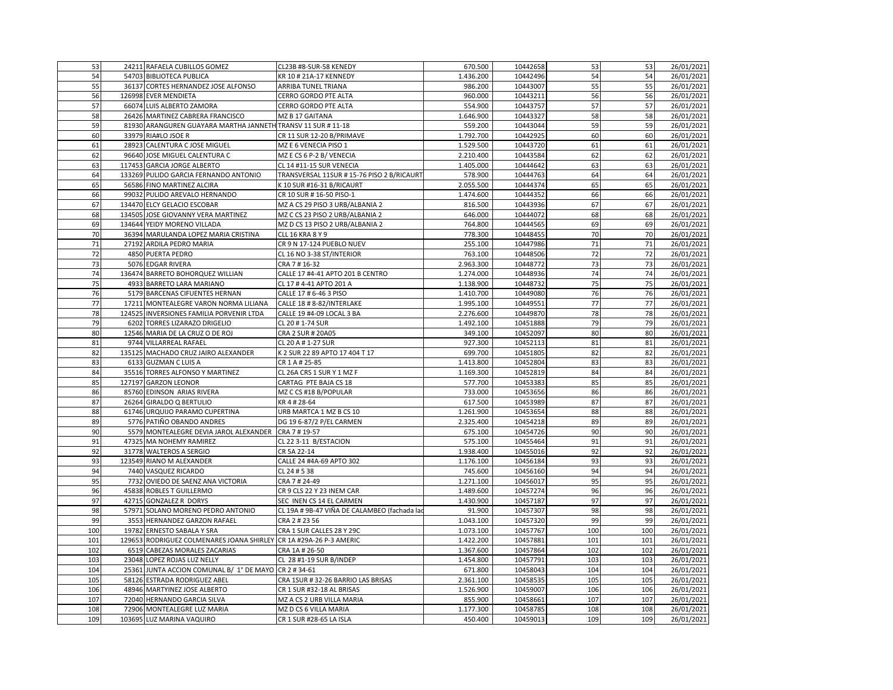| | | | | | | | | |
|---|---|---|---|---|---|---|---|---|
| 53 | 24211 | RAFAELA CUBILLOS GOMEZ | CL23B #8-SUR-58 KENEDY | 670.500 | 10442658 | 53 | 53 | 26/01/2021 |
| 54 | 54703 | BIBLIOTECA PUBLICA | KR 10 # 21A-17 KENNEDY | 1.436.200 | 10442496 | 54 | 54 | 26/01/2021 |
| 55 | 36137 | CORTES HERNANDEZ JOSE ALFONSO | ARRIBA TUNEL TRIANA | 986.200 | 10443007 | 55 | 55 | 26/01/2021 |
| 56 | 126998 | EVER MENDIETA | CERRO GORDO PTE ALTA | 960.000 | 10443211 | 56 | 56 | 26/01/2021 |
| 57 | 66074 | LUIS ALBERTO ZAMORA | CERRO GORDO PTE ALTA | 554.900 | 10443757 | 57 | 57 | 26/01/2021 |
| 58 | 26426 | MARTINEZ CABRERA FRANCISCO | MZ B 17 GAITANA | 1.646.900 | 10443327 | 58 | 58 | 26/01/2021 |
| 59 | 81930 | ARANGUREN GUAYARA MARTHA JANNETH | TRANSV 11 SUR # 11-18 | 559.200 | 10443044 | 59 | 59 | 26/01/2021 |
| 60 | 33979 | RIA#LO JSOE R | CR 11 SUR 12-20 B/PRIMAVE | 1.792.700 | 10442925 | 60 | 60 | 26/01/2021 |
| 61 | 28923 | CALENTURA C JOSE MIGUEL | MZ E 6 VENECIA PISO 1 | 1.529.500 | 10443720 | 61 | 61 | 26/01/2021 |
| 62 | 96640 | JOSE MIGUEL CALENTURA C | MZ E CS 6 P-2 B/ VENECIA | 2.210.400 | 10443584 | 62 | 62 | 26/01/2021 |
| 63 | 117453 | GARCIA JORGE ALBERTO | CL 14 #11-15 SUR VENECIA | 1.405.000 | 10444642 | 63 | 63 | 26/01/2021 |
| 64 | 133269 | PULIDO GARCIA FERNANDO ANTONIO | TRANSVERSAL 11SUR # 15-76 PISO 2 B/RICAURT | 578.900 | 10444763 | 64 | 64 | 26/01/2021 |
| 65 | 56586 | FINO MARTINEZ ALCIRA | K 10 SUR #16-31 B/RICAURT | 2.055.500 | 10444374 | 65 | 65 | 26/01/2021 |
| 66 | 99032 | PULIDO AREVALO HERNANDO | CR 10 SUR # 16-50 PISO-1 | 1.474.600 | 10444352 | 66 | 66 | 26/01/2021 |
| 67 | 134470 | ELCY GELACIO ESCOBAR | MZ A CS 29 PISO 3 URB/ALBANIA 2 | 816.500 | 10443936 | 67 | 67 | 26/01/2021 |
| 68 | 134505 | JOSE GIOVANNY VERA MARTINEZ | MZ C CS 23 PISO 2 URB/ALBANIA 2 | 646.000 | 10444072 | 68 | 68 | 26/01/2021 |
| 69 | 134644 | YEIDY MORENO VILLADA | MZ D CS 13 PISO 2 URB/ALBANIA 2 | 764.800 | 10444565 | 69 | 69 | 26/01/2021 |
| 70 | 36394 | MARULANDA LOPEZ MARIA CRISTINA | CLL 16 KRA 8 Y 9 | 778.300 | 10448455 | 70 | 70 | 26/01/2021 |
| 71 | 27192 | ARDILA PEDRO MARIA | CR 9 N 17-124 PUEBLO NUEV | 255.100 | 10447986 | 71 | 71 | 26/01/2021 |
| 72 | 4850 | PUERTA PEDRO | CL 16 NO 3-38 ST/INTERIOR | 763.100 | 10448506 | 72 | 72 | 26/01/2021 |
| 73 | 5076 | EDGAR RIVERA | CRA 7 # 16-32 | 2.963.300 | 10448772 | 73 | 73 | 26/01/2021 |
| 74 | 136474 | BARRETO BOHORQUEZ WILLIAN | CALLE 17 #4-41 APTO 201 B CENTRO | 1.274.000 | 10448936 | 74 | 74 | 26/01/2021 |
| 75 | 4933 | BARRETO LARA MARIANO | CL 17 # 4-41 APTO 201 A | 1.138.900 | 10448732 | 75 | 75 | 26/01/2021 |
| 76 | 5179 | BARCENAS CIFUENTES HERNAN | CALLE 17 # 6-46 3 PISO | 1.410.700 | 10449080 | 76 | 76 | 26/01/2021 |
| 77 | 17211 | MONTEALEGRE VARON NORMA LILIANA | CALLE 18 # 8-82/INTERLAKE | 1.995.100 | 10449551 | 77 | 77 | 26/01/2021 |
| 78 | 124525 | INVERSIONES FAMILIA PORVENIR LTDA | CALLE 19 #4-09 LOCAL 3 BA | 2.276.600 | 10449870 | 78 | 78 | 26/01/2021 |
| 79 | 6202 | TORRES LIZARAZO DRIGELIO | CL 20 # 1-74 SUR | 1.492.100 | 10451888 | 79 | 79 | 26/01/2021 |
| 80 | 12546 | MARIA DE LA CRUZ O DE ROJ | CRA 2 SUR # 20A05 | 349.100 | 10452097 | 80 | 80 | 26/01/2021 |
| 81 | 9744 | VILLARREAL RAFAEL | CL 20 A # 1-27 SUR | 927.300 | 10452113 | 81 | 81 | 26/01/2021 |
| 82 | 135125 | MACHADO CRUZ JAIRO ALEXANDER | K 2 SUR 22 89 APTO 17 404 T 17 | 699.700 | 10451805 | 82 | 82 | 26/01/2021 |
| 83 | 6133 | GUZMAN C LUIS A | CR 1 A # 25-85 | 1.413.800 | 10452804 | 83 | 83 | 26/01/2021 |
| 84 | 35516 | TORRES ALFONSO Y MARTINEZ | CL 26A CRS 1 SUR Y 1 MZ F | 1.169.300 | 10452819 | 84 | 84 | 26/01/2021 |
| 85 | 127197 | GARZON LEONOR | CARTAG PTE BAJA CS 18 | 577.700 | 10453383 | 85 | 85 | 26/01/2021 |
| 86 | 85760 | EDINSON ARIAS RIVERA | MZ C CS #18 B/POPULAR | 733.000 | 10453656 | 86 | 86 | 26/01/2021 |
| 87 | 26264 | GIRALDO Q BERTULIO | KR 4 # 28-64 | 617.500 | 10453989 | 87 | 87 | 26/01/2021 |
| 88 | 61746 | URQUIJO PARAMO CUPERTINA | URB MARTCA 1 MZ B CS 10 | 1.261.900 | 10453654 | 88 | 88 | 26/01/2021 |
| 89 | 5776 | PATIÑO OBANDO ANDRES | DG 19 6-87/2 P/EL CARMEN | 2.325.400 | 10454218 | 89 | 89 | 26/01/2021 |
| 90 | 5579 | MONTEALEGRE DEVIA JAROL ALEXANDER | CRA 7 # 19-57 | 675.100 | 10454726 | 90 | 90 | 26/01/2021 |
| 91 | 47325 | MA NOHEMY RAMIREZ | CL 22 3-11 B/ESTACION | 575.100 | 10455464 | 91 | 91 | 26/01/2021 |
| 92 | 31778 | WALTEROS A SERGIO | CR 5A 22-14 | 1.938.400 | 10455016 | 92 | 92 | 26/01/2021 |
| 93 | 123549 | RIANO M ALEXANDER | CALLE 24 #4A-69 APTO 302 | 1.176.100 | 10456184 | 93 | 93 | 26/01/2021 |
| 94 | 7440 | VASQUEZ RICARDO | CL 24 # 5 38 | 745.600 | 10456160 | 94 | 94 | 26/01/2021 |
| 95 | 7732 | OVIEDO DE SAENZ ANA VICTORIA | CRA 7 # 24-49 | 1.271.100 | 10456017 | 95 | 95 | 26/01/2021 |
| 96 | 45838 | ROBLES T GUILLERMO | CR 9 CLS 22 Y 23 INEM CAR | 1.489.600 | 10457274 | 96 | 96 | 26/01/2021 |
| 97 | 42715 | GONZALEZ R DORYS | SEC INEN CS 14 EL CARMEN | 1.430.900 | 10457187 | 97 | 97 | 26/01/2021 |
| 98 | 57971 | SOLANO MORENO PEDRO ANTONIO | CL 19A # 9B-47 VIÑA DE CALAMBEO (fachada lad | 91.900 | 10457307 | 98 | 98 | 26/01/2021 |
| 99 | 3553 | HERNANDEZ GARZON RAFAEL | CRA 2 # 23 56 | 1.043.100 | 10457320 | 99 | 99 | 26/01/2021 |
| 100 | 19782 | ERNESTO SABALA Y SRA | CRA 1 SUR CALLES 28 Y 29C | 1.073.100 | 10457767 | 100 | 100 | 26/01/2021 |
| 101 | 129653 | RODRIGUEZ COLMENARES JOANA SHIRLEY | CR 1A #29A-26 P-3 AMERIC | 1.422.200 | 10457881 | 101 | 101 | 26/01/2021 |
| 102 | 6519 | CABEZAS MORALES ZACARIAS | CRA 1A # 26-50 | 1.367.600 | 10457864 | 102 | 102 | 26/01/2021 |
| 103 | 23048 | LOPEZ ROJAS LUZ NELLY | CL 28 #1-19 SUR B/INDEP | 1.454.800 | 10457791 | 103 | 103 | 26/01/2021 |
| 104 | 25361 | JUNTA ACCION COMUNAL B/ 1° DE MAYO | CR 2 # 34-61 | 671.800 | 10458043 | 104 | 104 | 26/01/2021 |
| 105 | 58126 | ESTRADA RODRIGUEZ ABEL | CRA 1SUR # 32-26 BARRIO LAS BRISAS | 2.361.100 | 10458535 | 105 | 105 | 26/01/2021 |
| 106 | 48946 | MARTYINEZ JOSE ALBERTO | CR 1 SUR #32-18 AL BRISAS | 1.526.900 | 10459007 | 106 | 106 | 26/01/2021 |
| 107 | 72040 | HERNANDO GARCIA SILVA | MZ A CS 2 URB VILLA MARIA | 855.900 | 10458661 | 107 | 107 | 26/01/2021 |
| 108 | 72906 | MONTEALEGRE LUZ MARIA | MZ D CS 6 VILLA MARIA | 1.177.300 | 10458785 | 108 | 108 | 26/01/2021 |
| 109 | 103695 | LUZ MARINA VAQUIRO | CR 1 SUR #28-65 LA ISLA | 450.400 | 10459013 | 109 | 109 | 26/01/2021 |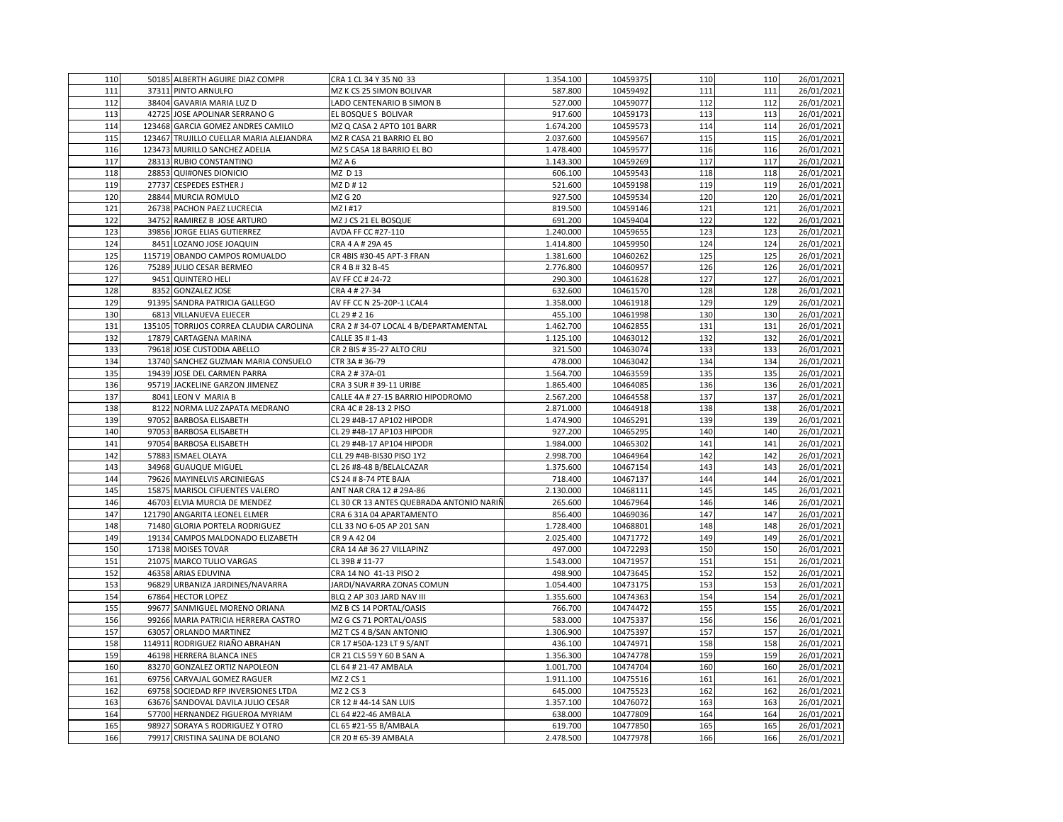| | | | | | | | | |
|---|---|---|---|---|---|---|---|---|
| 110 | 50185 | ALBERTH AGUIRE DIAZ COMPR | CRA 1 CL 34 Y 35 N0 33 | 1.354.100 | 10459375 | 110 | 110 | 26/01/2021 |
| 111 | 37311 | PINTO ARNULFO | MZ K CS 25 SIMON BOLIVAR | 587.800 | 10459492 | 111 | 111 | 26/01/2021 |
| 112 | 38404 | GAVARIA MARIA LUZ D | LADO CENTENARIO B SIMON B | 527.000 | 10459077 | 112 | 112 | 26/01/2021 |
| 113 | 42725 | JOSE APOLINAR SERRANO G | EL BOSQUE S BOLIVAR | 917.600 | 10459173 | 113 | 113 | 26/01/2021 |
| 114 | 123468 | GARCIA GOMEZ ANDRES CAMILO | MZ Q CASA 2 APTO 101 BARR | 1.674.200 | 10459573 | 114 | 114 | 26/01/2021 |
| 115 | 123467 | TRUJILLO CUELLAR MARIA ALEJANDRA | MZ R CASA 21 BARRIO EL BO | 2.037.600 | 10459567 | 115 | 115 | 26/01/2021 |
| 116 | 123473 | MURILLO SANCHEZ ADELIA | MZ S CASA 18 BARRIO EL BO | 1.478.400 | 10459577 | 116 | 116 | 26/01/2021 |
| 117 | 28313 | RUBIO CONSTANTINO | MZ A 6 | 1.143.300 | 10459269 | 117 | 117 | 26/01/2021 |
| 118 | 28853 | QUI#ONES DIONICIO | MZ D 13 | 606.100 | 10459543 | 118 | 118 | 26/01/2021 |
| 119 | 27737 | CESPEDES ESTHER J | MZ D # 12 | 521.600 | 10459198 | 119 | 119 | 26/01/2021 |
| 120 | 28844 | MURCIA ROMULO | MZ G 20 | 927.500 | 10459534 | 120 | 120 | 26/01/2021 |
| 121 | 26738 | PACHON PAEZ LUCRECIA | MZ I #17 | 819.500 | 10459146 | 121 | 121 | 26/01/2021 |
| 122 | 34752 | RAMIREZ B JOSE ARTURO | MZ J CS 21 EL BOSQUE | 691.200 | 10459404 | 122 | 122 | 26/01/2021 |
| 123 | 39856 | JORGE ELIAS GUTIERREZ | AVDA FF CC #27-110 | 1.240.000 | 10459655 | 123 | 123 | 26/01/2021 |
| 124 | 8451 | LOZANO JOSE JOAQUIN | CRA 4 A # 29A 45 | 1.414.800 | 10459950 | 124 | 124 | 26/01/2021 |
| 125 | 115719 | OBANDO CAMPOS ROMUALDO | CR 4BIS #30-45 APT-3 FRAN | 1.381.600 | 10460262 | 125 | 125 | 26/01/2021 |
| 126 | 75289 | JULIO CESAR BERMEO | CR 4 B # 32 B-45 | 2.776.800 | 10460957 | 126 | 126 | 26/01/2021 |
| 127 | 9451 | QUINTERO HELI | AV FF CC # 24-72 | 290.300 | 10461628 | 127 | 127 | 26/01/2021 |
| 128 | 8352 | GONZALEZ JOSE | CRA 4 # 27-34 | 632.600 | 10461570 | 128 | 128 | 26/01/2021 |
| 129 | 91395 | SANDRA PATRICIA GALLEGO | AV FF CC N 25-20P-1 LCAL4 | 1.358.000 | 10461918 | 129 | 129 | 26/01/2021 |
| 130 | 6813 | VILLANUEVA ELIECER | CL 29 # 2 16 | 455.100 | 10461998 | 130 | 130 | 26/01/2021 |
| 131 | 135105 | TORRIJOS CORREA CLAUDIA CAROLINA | CRA 2 # 34-07 LOCAL 4 B/DEPARTAMENTAL | 1.462.700 | 10462855 | 131 | 131 | 26/01/2021 |
| 132 | 17879 | CARTAGENA MARINA | CALLE 35 # 1-43 | 1.125.100 | 10463012 | 132 | 132 | 26/01/2021 |
| 133 | 79618 | JOSE CUSTODIA ABELLO | CR 2 BIS # 35-27 ALTO CRU | 321.500 | 10463074 | 133 | 133 | 26/01/2021 |
| 134 | 13740 | SANCHEZ GUZMAN MARIA CONSUELO | CTR 3A # 36-79 | 478.000 | 10463042 | 134 | 134 | 26/01/2021 |
| 135 | 19439 | JOSE DEL CARMEN PARRA | CRA 2 # 37A-01 | 1.564.700 | 10463559 | 135 | 135 | 26/01/2021 |
| 136 | 95719 | JACKELINE GARZON JIMENEZ | CRA 3 SUR # 39-11 URIBE | 1.865.400 | 10464085 | 136 | 136 | 26/01/2021 |
| 137 | 8041 | LEON V MARIA B | CALLE 4A # 27-15 BARRIO HIPODROMO | 2.567.200 | 10464558 | 137 | 137 | 26/01/2021 |
| 138 | 8122 | NORMA LUZ ZAPATA MEDRANO | CRA 4C # 28-13 2 PISO | 2.871.000 | 10464918 | 138 | 138 | 26/01/2021 |
| 139 | 97052 | BARBOSA ELISABETH | CL 29 #4B-17 AP102 HIPODR | 1.474.900 | 10465291 | 139 | 139 | 26/01/2021 |
| 140 | 97053 | BARBOSA ELISABETH | CL 29 #4B-17 AP103 HIPODR | 927.200 | 10465295 | 140 | 140 | 26/01/2021 |
| 141 | 97054 | BARBOSA ELISABETH | CL 29 #4B-17 AP104 HIPODR | 1.984.000 | 10465302 | 141 | 141 | 26/01/2021 |
| 142 | 57883 | ISMAEL OLAYA | CLL 29 #4B-BIS30 PISO 1Y2 | 2.998.700 | 10464964 | 142 | 142 | 26/01/2021 |
| 143 | 34968 | GUAUQUE MIGUEL | CL 26 #8-48 B/BELALCAZAR | 1.375.600 | 10467154 | 143 | 143 | 26/01/2021 |
| 144 | 79626 | MAYINELVIS ARCINIEGAS | CS 24 # 8-74 PTE BAJA | 718.400 | 10467137 | 144 | 144 | 26/01/2021 |
| 145 | 15875 | MARISOL CIFUENTES VALERO | ANT NAR CRA 12 # 29A-86 | 2.130.000 | 10468111 | 145 | 145 | 26/01/2021 |
| 146 | 46703 | ELVIA MURCIA DE MENDEZ | CL 30 CR 13 ANTES QUEBRADA ANTONIO NARIÑ | 265.600 | 10467964 | 146 | 146 | 26/01/2021 |
| 147 | 121790 | ANGARITA LEONEL ELMER | CRA 6 31A 04 APARTAMENTO | 856.400 | 10469036 | 147 | 147 | 26/01/2021 |
| 148 | 71480 | GLORIA PORTELA RODRIGUEZ | CLL 33 NO 6-05 AP 201 SAN | 1.728.400 | 10468801 | 148 | 148 | 26/01/2021 |
| 149 | 19134 | CAMPOS MALDONADO ELIZABETH | CR 9 A 42 04 | 2.025.400 | 10471772 | 149 | 149 | 26/01/2021 |
| 150 | 17138 | MOISES TOVAR | CRA 14 A# 36 27 VILLAPINZ | 497.000 | 10472293 | 150 | 150 | 26/01/2021 |
| 151 | 21075 | MARCO TULIO VARGAS | CL 39B # 11-77 | 1.543.000 | 10471957 | 151 | 151 | 26/01/2021 |
| 152 | 46358 | ARIAS EDUVINA | CRA 14 NO 41-13 PISO 2 | 498.900 | 10473645 | 152 | 152 | 26/01/2021 |
| 153 | 96829 | URBANIZA JARDINES/NAVARRA | JARDI/NAVARRA ZONAS COMUN | 1.054.400 | 10473175 | 153 | 153 | 26/01/2021 |
| 154 | 67864 | HECTOR LOPEZ | BLQ 2 AP 303 JARD NAV III | 1.355.600 | 10474363 | 154 | 154 | 26/01/2021 |
| 155 | 99677 | SANMIGUEL MORENO ORIANA | MZ B CS 14 PORTAL/OASIS | 766.700 | 10474472 | 155 | 155 | 26/01/2021 |
| 156 | 99266 | MARIA PATRICIA HERRERA CASTRO | MZ G CS 71 PORTAL/OASIS | 583.000 | 10475337 | 156 | 156 | 26/01/2021 |
| 157 | 63057 | ORLANDO MARTINEZ | MZ T CS 4 B/SAN ANTONIO | 1.306.900 | 10475397 | 157 | 157 | 26/01/2021 |
| 158 | 114911 | RODRIGUEZ RIAÑO ABRAHAN | CR 17 #50A-123 LT 9 S/ANT | 436.100 | 10474971 | 158 | 158 | 26/01/2021 |
| 159 | 46198 | HERRERA BLANCA INES | CR 21 CLS 59 Y 60 B SAN A | 1.356.300 | 10474778 | 159 | 159 | 26/01/2021 |
| 160 | 83270 | GONZALEZ ORTIZ NAPOLEON | CL 64 # 21-47 AMBALA | 1.001.700 | 10474704 | 160 | 160 | 26/01/2021 |
| 161 | 69756 | CARVAJAL GOMEZ RAGUER | MZ 2 CS 1 | 1.911.100 | 10475516 | 161 | 161 | 26/01/2021 |
| 162 | 69758 | SOCIEDAD RFP INVERSIONES LTDA | MZ 2 CS 3 | 645.000 | 10475523 | 162 | 162 | 26/01/2021 |
| 163 | 63676 | SANDOVAL DAVILA JULIO CESAR | CR 12 # 44-14 SAN LUIS | 1.357.100 | 10476072 | 163 | 163 | 26/01/2021 |
| 164 | 57700 | HERNANDEZ FIGUEROA MYRIAM | CL 64 #22-46 AMBALA | 638.000 | 10477809 | 164 | 164 | 26/01/2021 |
| 165 | 98927 | SORAYA S RODRIGUEZ Y OTRO | CL 65 #21-55 B/AMBALA | 619.700 | 10477850 | 165 | 165 | 26/01/2021 |
| 166 | 79917 | CRISTINA SALINA DE BOLANO | CR 20 # 65-39 AMBALA | 2.478.500 | 10477978 | 166 | 166 | 26/01/2021 |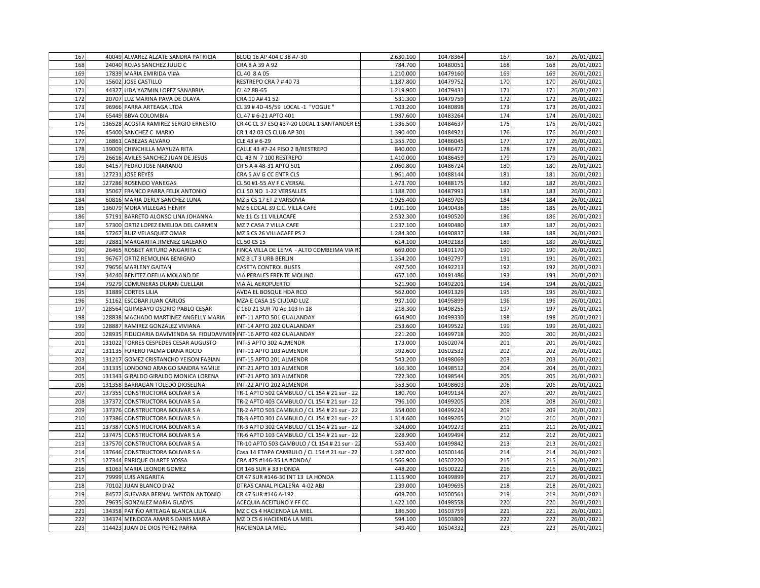| | | | | | | | | |
|---|---|---|---|---|---|---|---|---|
| 167 | 40049 | ALVAREZ ALZATE SANDRA PATRICIA | BLOQ 16 AP 404 C 38 #7-30 | 2.630.100 | 10478364 | 167 | 167 | 26/01/2021 |
| 168 | 24040 | ROJAS SANCHEZ JULIO C | CRA 8 A 39 A 92 | 784.700 | 10480051 | 168 | 168 | 26/01/2021 |
| 169 | 17839 | MARIA EMIRIDA VI#A | CL 40 8 A 05 | 1.210.000 | 10479160 | 169 | 169 | 26/01/2021 |
| 170 | 15602 | JOSE CASTILLO | RESTREPO CRA 7 # 40 73 | 1.187.800 | 10479752 | 170 | 170 | 26/01/2021 |
| 171 | 44327 | LIDA YAZMIN LOPEZ SANABRIA | CL 42 8B-65 | 1.219.900 | 10479431 | 171 | 171 | 26/01/2021 |
| 172 | 20707 | LUZ MARINA PAVA DE OLAYA | CRA 10 A# 41 52 | 531.300 | 10479759 | 172 | 172 | 26/01/2021 |
| 173 | 96966 | PARRA ARTEAGA LTDA | CL 39 # 4D-45/59 LOCAL -1 "VOGUE " | 1.703.200 | 10480898 | 173 | 173 | 26/01/2021 |
| 174 | 65449 | BBVA COLOMBIA | CL 47 # 6-21 APTO 401 | 1.987.600 | 10483264 | 174 | 174 | 26/01/2021 |
| 175 | 136528 | ACOSTA RAMIREZ SERGIO ERNESTO | CR 4C CL 37 ESQ #37-20 LOCAL 1 SANTANDER ES | 1.336.500 | 10484637 | 175 | 175 | 26/01/2021 |
| 176 | 45400 | SANCHEZ C MARIO | CR 1 42 03 CS CLUB AP 301 | 1.390.400 | 10484921 | 176 | 176 | 26/01/2021 |
| 177 | 16861 | CABEZAS ALVARO | CLE 43 # 6-29 | 1.355.700 | 10486045 | 177 | 177 | 26/01/2021 |
| 178 | 139009 | CHINCHILLA MAYUZA RITA | CALLE 43 #7-24 PISO 2 B/RESTREPO | 840.000 | 10486472 | 178 | 178 | 26/01/2021 |
| 179 | 26616 | AVILES SANCHEZ JUAN DE JESUS | CL 43 N 7 100 RESTREPO | 1.410.000 | 10486459 | 179 | 179 | 26/01/2021 |
| 180 | 64157 | PEDRO JOSE NARANJO | CR 5 A # 48-31 APTO 501 | 2.060.800 | 10486724 | 180 | 180 | 26/01/2021 |
| 181 | 127231 | JOSE REYES | CRA 5 AV G CC ENTR CLS | 1.961.400 | 10488144 | 181 | 181 | 26/01/2021 |
| 182 | 127286 | ROSENDO VANEGAS | CL 50 #1-55 AV F C VERSAL | 1.473.700 | 10488175 | 182 | 182 | 26/01/2021 |
| 183 | 35067 | FRANCO PARRA FELIX ANTONIO | CLL 50 NO 1-22 VERSALLES | 1.188.700 | 10487991 | 183 | 183 | 26/01/2021 |
| 184 | 60816 | MARIA DERLY SANCHEZ LUNA | MZ 5 CS 17 ET 2 VARSOVIA | 1.926.400 | 10489705 | 184 | 184 | 26/01/2021 |
| 185 | 136079 | MORA VILLEGAS HENRY | MZ 6 LOCAL 39 C.C. VILLA CAFE | 1.091.100 | 10490436 | 185 | 185 | 26/01/2021 |
| 186 | 57191 | BARRETO ALONSO LINA JOHANNA | Mz 11 Cs 11 VILLACAFE | 2.532.300 | 10490520 | 186 | 186 | 26/01/2021 |
| 187 | 57300 | ORTIZ LOPEZ EMELIDA DEL CARMEN | MZ 7 CASA 7 VILLA CAFE | 1.237.100 | 10490480 | 187 | 187 | 26/01/2021 |
| 188 | 57267 | RUIZ VELASQUEZ OMAR | MZ 5 CS 26 VILLACAFE PS 2 | 1.284.300 | 10490837 | 188 | 188 | 26/01/2021 |
| 189 | 72881 | MARGARITA JIMENEZ GALEANO | CL 50 CS 15 | 614.100 | 10492183 | 189 | 189 | 26/01/2021 |
| 190 | 26465 | ROSBET ARTURO ANGARITA C | FINCA VILLA DE LEIVA - ALTO COMBEIMA VIA RO | 669.000 | 10491170 | 190 | 190 | 26/01/2021 |
| 191 | 96767 | ORTIZ REMOLINA BENIGNO | MZ B LT 3 URB BERLIN | 1.354.200 | 10492797 | 191 | 191 | 26/01/2021 |
| 192 | 79656 | MARLENY GAITAN | CASETA CONTROL BUSES | 497.500 | 10492213 | 192 | 192 | 26/01/2021 |
| 193 | 34240 | BENITEZ OFELIA MOLANO DE | VIA PERALES FRENTE MOLINO | 657.100 | 10491486 | 193 | 193 | 26/01/2021 |
| 194 | 79279 | COMUNERAS DURAN CUELLAR | VIA AL AEROPUERTO | 521.900 | 10492201 | 194 | 194 | 26/01/2021 |
| 195 | 31889 | CORTES LILIA | AVDA EL BOSQUE HDA RCO | 562.000 | 10491329 | 195 | 195 | 26/01/2021 |
| 196 | 51162 | ESCOBAR JUAN CARLOS | MZA E CASA 15 CIUDAD LUZ | 937.100 | 10495899 | 196 | 196 | 26/01/2021 |
| 197 | 128564 | QUIMBAYO OSORIO PABLO CESAR | C 160 21 SUR 70 Ap 103 In 18 | 218.300 | 10498255 | 197 | 197 | 26/01/2021 |
| 198 | 128838 | MACHADO MARTINEZ ANGELLY MARIA | INT-11 APTO 501 GUALANDAY | 664.900 | 10499330 | 198 | 198 | 26/01/2021 |
| 199 | 128887 | RAMIREZ GONZALEZ VIVIANA | INT-14 APTO 202 GUALANDAY | 253.600 | 10499522 | 199 | 199 | 26/01/2021 |
| 200 | 128935 | FIDUCIARIA DAVIVIENDA SA FIDUDAVIVIEN | INT-16 APTO 402 GUALANDAY | 221.200 | 10499718 | 200 | 200 | 26/01/2021 |
| 201 | 131022 | TORRES CESPEDES CESAR AUGUSTO | INT-5 APTO 302 ALMENDR | 173.000 | 10502074 | 201 | 201 | 26/01/2021 |
| 202 | 131135 | FORERO PALMA DIANA ROCIO | INT-11 APTO 103 ALMENDR | 392.600 | 10502532 | 202 | 202 | 26/01/2021 |
| 203 | 131217 | GOMEZ CRISTANCHO YEISON FABIAN | INT-15 APTO 201 ALMENDR | 543.200 | 10498069 | 203 | 203 | 26/01/2021 |
| 204 | 131335 | LONDONO ARANGO SANDRA YAMILE | INT-21 APTO 103 ALMENDR | 166.300 | 10498512 | 204 | 204 | 26/01/2021 |
| 205 | 131343 | GIRALDO GIRALDO MONICA LORENA | INT-21 APTO 303 ALMENDR | 722.300 | 10498544 | 205 | 205 | 26/01/2021 |
| 206 | 131358 | BARRAGAN TOLEDO DIOSELINA | INT-22 APTO 202 ALMENDR | 353.500 | 10498603 | 206 | 206 | 26/01/2021 |
| 207 | 137355 | CONSTRUCTORA BOLIVAR S A | TR-1 APTO 502 CAMBULO / CL 154 # 21 sur - 22 | 180.700 | 10499134 | 207 | 207 | 26/01/2021 |
| 208 | 137372 | CONSTRUCTORA BOLIVAR S A | TR-2 APTO 403 CAMBULO / CL 154 # 21 sur - 22 | 796.100 | 10499205 | 208 | 208 | 26/01/2021 |
| 209 | 137376 | CONSTRUCTORA BOLIVAR S A | TR-2 APTO 503 CAMBULO / CL 154 # 21 sur - 22 | 354.000 | 10499224 | 209 | 209 | 26/01/2021 |
| 210 | 137386 | CONSTRUCTORA BOLIVAR S A | TR-3 APTO 301 CAMBULO / CL 154 # 21 sur - 22 | 1.314.600 | 10499265 | 210 | 210 | 26/01/2021 |
| 211 | 137387 | CONSTRUCTORA BOLIVAR S A | TR-3 APTO 302 CAMBULO / CL 154 # 21 sur - 22 | 324.000 | 10499273 | 211 | 211 | 26/01/2021 |
| 212 | 137475 | CONSTRUCTORA BOLIVAR S A | TR-6 APTO 103 CAMBULO / CL 154 # 21 sur - 22 | 228.900 | 10499494 | 212 | 212 | 26/01/2021 |
| 213 | 137570 | CONSTRUCTORA BOLIVAR S A | TR-10 APTO 503 CAMBULO / CL 154 # 21 sur - 22 | 553.400 | 10499842 | 213 | 213 | 26/01/2021 |
| 214 | 137646 | CONSTRUCTORA BOLIVAR S A | Casa 14 ETAPA CAMBULO / CL 154 # 21 sur - 22 | 1.287.000 | 10500146 | 214 | 214 | 26/01/2021 |
| 215 | 127344 | ENRIQUE OLARTE YOSSA | CRA 47S #146-35 LA #ONDA/ | 1.566.900 | 10502220 | 215 | 215 | 26/01/2021 |
| 216 | 81063 | MARIA LEONOR GOMEZ | CR 146 SUR # 33 HONDA | 448.200 | 10500222 | 216 | 216 | 26/01/2021 |
| 217 | 79999 | LUIS ANGARITA | CR 47 SUR #146-30 INT 13 LA HONDA | 1.115.900 | 10499899 | 217 | 217 | 26/01/2021 |
| 218 | 70102 | JUAN BLANCO DIAZ | DTRAS CANAL PICALEÑA 4-02 ABJ | 239.000 | 10499695 | 218 | 218 | 26/01/2021 |
| 219 | 84572 | GUEVARA BERNAL WISTON ANTONIO | CR 47 SUR #146 A-192 | 609.700 | 10500561 | 219 | 219 | 26/01/2021 |
| 220 | 29635 | GONZALEZ MARIA GLADYS | ACEQUIA ACEITUNO Y FF CC | 1.422.100 | 10498558 | 220 | 220 | 26/01/2021 |
| 221 | 134358 | PATIÑO ARTEAGA BLANCA LILIA | MZ C CS 4 HACIENDA LA MIEL | 186.500 | 10503759 | 221 | 221 | 26/01/2021 |
| 222 | 134374 | MENDOZA AMARIS DANIS MARIA | MZ D CS 6 HACIENDA LA MIEL | 594.100 | 10503809 | 222 | 222 | 26/01/2021 |
| 223 | 114423 | JUAN DE DIOS PEREZ PARRA | HACIENDA LA MIEL | 349.400 | 10504332 | 223 | 223 | 26/01/2021 |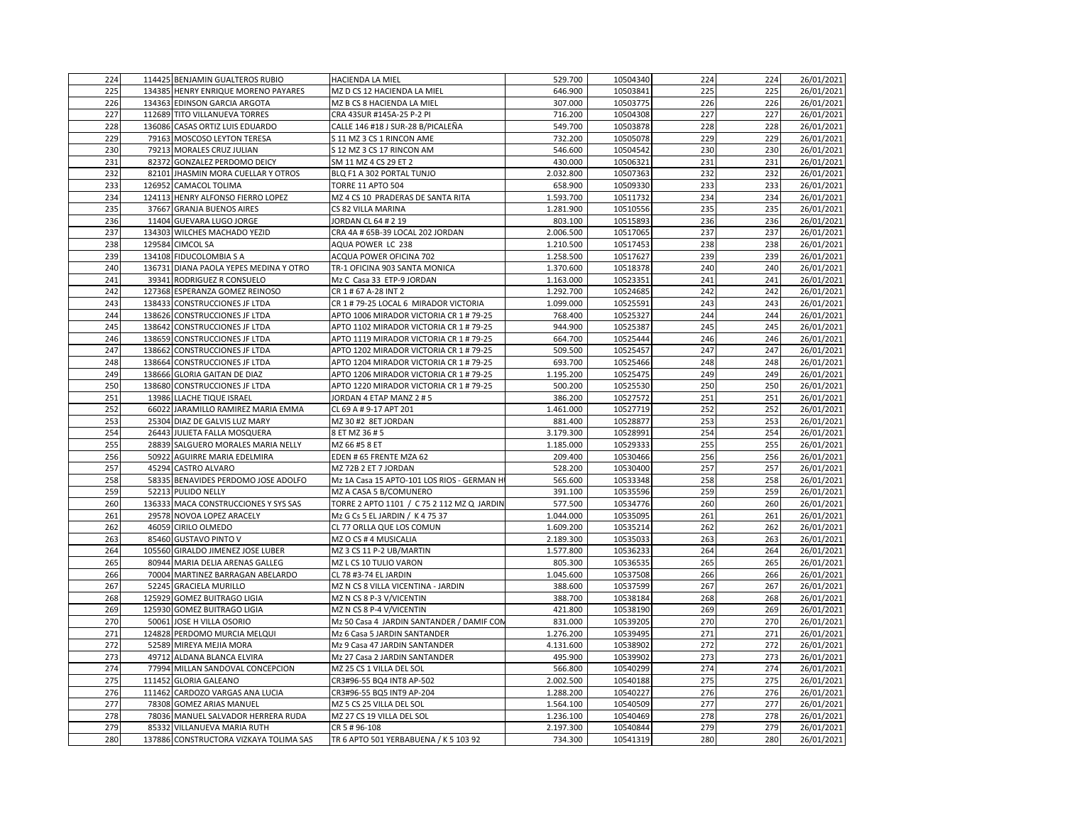| | | | | | | | | |
|---|---|---|---|---|---|---|---|---|
| 224 | 114425 | BENJAMIN GUALTEROS RUBIO | HACIENDA LA MIEL | 529.700 | 10504340 | 224 | 224 | 26/01/2021 |
| 225 | 134385 | HENRY ENRIQUE MORENO PAYARES | MZ D CS 12 HACIENDA LA MIEL | 646.900 | 10503841 | 225 | 225 | 26/01/2021 |
| 226 | 134363 | EDINSON GARCIA ARGOTA | MZ B CS 8 HACIENDA LA MIEL | 307.000 | 10503775 | 226 | 226 | 26/01/2021 |
| 227 | 112689 | TITO VILLANUEVA TORRES | CRA 43SUR #145A-25 P-2 PI | 716.200 | 10504308 | 227 | 227 | 26/01/2021 |
| 228 | 136086 | CASAS ORTIZ LUIS EDUARDO | CALLE 146 #18 J SUR-28 B/PICALEÑA | 549.700 | 10503878 | 228 | 228 | 26/01/2021 |
| 229 | 79163 | MOSCOSO LEYTON TERESA | S 11 MZ 3 CS 1 RINCON AME | 732.200 | 10505078 | 229 | 229 | 26/01/2021 |
| 230 | 79213 | MORALES CRUZ JULIAN | S 12 MZ 3 CS 17 RINCON AM | 546.600 | 10504542 | 230 | 230 | 26/01/2021 |
| 231 | 82372 | GONZALEZ PERDOMO DEICY | SM 11 MZ 4 CS 29 ET 2 | 430.000 | 10506321 | 231 | 231 | 26/01/2021 |
| 232 | 82101 | JHASMIN MORA CUELLAR Y OTROS | BLQ F1 A 302 PORTAL TUNJO | 2.032.800 | 10507363 | 232 | 232 | 26/01/2021 |
| 233 | 126952 | CAMACOL TOLIMA | TORRE 11 APTO 504 | 658.900 | 10509330 | 233 | 233 | 26/01/2021 |
| 234 | 124113 | HENRY ALFONSO FIERRO LOPEZ | MZ 4 CS 10 PRADERAS DE SANTA RITA | 1.593.700 | 10511732 | 234 | 234 | 26/01/2021 |
| 235 | 37667 | GRANJA BUENOS AIRES | CS 82 VILLA MARINA | 1.281.900 | 10510556 | 235 | 235 | 26/01/2021 |
| 236 | 11404 | GUEVARA LUGO JORGE | JORDAN CL 64 # 2 19 | 803.100 | 10515893 | 236 | 236 | 26/01/2021 |
| 237 | 134303 | WILCHES MACHADO YEZID | CRA 4A # 65B-39 LOCAL 202 JORDAN | 2.006.500 | 10517065 | 237 | 237 | 26/01/2021 |
| 238 | 129584 | CIMCOL SA | AQUA POWER LC 238 | 1.210.500 | 10517453 | 238 | 238 | 26/01/2021 |
| 239 | 134108 | FIDUCOLOMBIA S A | ACQUA POWER OFICINA 702 | 1.258.500 | 10517627 | 239 | 239 | 26/01/2021 |
| 240 | 136731 | DIANA PAOLA YEPES MEDINA Y OTRO | TR-1 OFICINA 903 SANTA MONICA | 1.370.600 | 10518378 | 240 | 240 | 26/01/2021 |
| 241 | 39341 | RODRIGUEZ R CONSUELO | Mz C Casa 33 ETP-9 JORDAN | 1.163.000 | 10523351 | 241 | 241 | 26/01/2021 |
| 242 | 127368 | ESPERANZA GOMEZ REINOSO | CR 1 # 67 A-28 INT 2 | 1.292.700 | 10524685 | 242 | 242 | 26/01/2021 |
| 243 | 138433 | CONSTRUCCIONES JF LTDA | CR 1 # 79-25 LOCAL 6 MIRADOR VICTORIA | 1.099.000 | 10525591 | 243 | 243 | 26/01/2021 |
| 244 | 138626 | CONSTRUCCIONES JF LTDA | APTO 1006 MIRADOR VICTORIA CR 1 # 79-25 | 768.400 | 10525327 | 244 | 244 | 26/01/2021 |
| 245 | 138642 | CONSTRUCCIONES JF LTDA | APTO 1102 MIRADOR VICTORIA CR 1 # 79-25 | 944.900 | 10525387 | 245 | 245 | 26/01/2021 |
| 246 | 138659 | CONSTRUCCIONES JF LTDA | APTO 1119 MIRADOR VICTORIA CR 1 # 79-25 | 664.700 | 10525444 | 246 | 246 | 26/01/2021 |
| 247 | 138662 | CONSTRUCCIONES JF LTDA | APTO 1202 MIRADOR VICTORIA CR 1 # 79-25 | 509.500 | 10525457 | 247 | 247 | 26/01/2021 |
| 248 | 138664 | CONSTRUCCIONES JF LTDA | APTO 1204 MIRADOR VICTORIA CR 1 # 79-25 | 693.700 | 10525466 | 248 | 248 | 26/01/2021 |
| 249 | 138666 | GLORIA GAITAN DE DIAZ | APTO 1206 MIRADOR VICTORIA CR 1 # 79-25 | 1.195.200 | 10525475 | 249 | 249 | 26/01/2021 |
| 250 | 138680 | CONSTRUCCIONES JF LTDA | APTO 1220 MIRADOR VICTORIA CR 1 # 79-25 | 500.200 | 10525530 | 250 | 250 | 26/01/2021 |
| 251 | 13986 | LLACHE TIQUE ISRAEL | JORDAN 4 ETAP MANZ 2 # 5 | 386.200 | 10527572 | 251 | 251 | 26/01/2021 |
| 252 | 66022 | JARAMILLO RAMIREZ MARIA EMMA | CL 69 A # 9-17 APT 201 | 1.461.000 | 10527719 | 252 | 252 | 26/01/2021 |
| 253 | 25304 | DIAZ DE GALVIS LUZ MARY | MZ 30 #2 8ET JORDAN | 881.400 | 10528877 | 253 | 253 | 26/01/2021 |
| 254 | 26443 | JULIETA FALLA MOSQUERA | 8 ET MZ 36 # 5 | 3.179.300 | 10528991 | 254 | 254 | 26/01/2021 |
| 255 | 28839 | SALGUERO MORALES MARIA NELLY | MZ 66 #5 8 ET | 1.185.000 | 10529333 | 255 | 255 | 26/01/2021 |
| 256 | 50922 | AGUIRRE MARIA EDELMIRA | EDEN # 65 FRENTE MZA 62 | 209.400 | 10530466 | 256 | 256 | 26/01/2021 |
| 257 | 45294 | CASTRO ALVARO | MZ 72B 2 ET 7 JORDAN | 528.200 | 10530400 | 257 | 257 | 26/01/2021 |
| 258 | 58335 | BENAVIDES PERDOMO JOSE ADOLFO | Mz 1A Casa 15 APTO-101 LOS RIOS - GERMAN H | 565.600 | 10533348 | 258 | 258 | 26/01/2021 |
| 259 | 52213 | PULIDO NELLY | MZ A CASA 5 B/COMUNERO | 391.100 | 10535596 | 259 | 259 | 26/01/2021 |
| 260 | 136333 | MACA CONSTRUCCIONES Y SYS SAS | TORRE 2 APTO 1101 / C 75 2 112 MZ Q JARDIN | 577.500 | 10534776 | 260 | 260 | 26/01/2021 |
| 261 | 29578 | NOVOA LOPEZ ARACELY | Mz G Cs 5 EL JARDIN / K 4 75 37 | 1.044.000 | 10535095 | 261 | 261 | 26/01/2021 |
| 262 | 46059 | CIRILO OLMEDO | CL 77 ORLLA QUE LOS COMUN | 1.609.200 | 10535214 | 262 | 262 | 26/01/2021 |
| 263 | 85460 | GUSTAVO PINTO V | MZ O CS # 4 MUSICALIA | 2.189.300 | 10535033 | 263 | 263 | 26/01/2021 |
| 264 | 105560 | GIRALDO JIMENEZ JOSE LUBER | MZ 3 CS 11 P-2 UB/MARTIN | 1.577.800 | 10536233 | 264 | 264 | 26/01/2021 |
| 265 | 80944 | MARIA DELIA ARENAS GALLEG | MZ L CS 10 TULIO VARON | 805.300 | 10536535 | 265 | 265 | 26/01/2021 |
| 266 | 70004 | MARTINEZ BARRAGAN ABELARDO | CL 78 #3-74 EL JARDIN | 1.045.600 | 10537508 | 266 | 266 | 26/01/2021 |
| 267 | 52245 | GRACIELA MURILLO | MZ N CS 8 VILLA VICENTINA - JARDIN | 388.600 | 10537599 | 267 | 267 | 26/01/2021 |
| 268 | 125929 | GOMEZ BUITRAGO LIGIA | MZ N CS 8 P-3 V/VICENTIN | 388.700 | 10538184 | 268 | 268 | 26/01/2021 |
| 269 | 125930 | GOMEZ BUITRAGO LIGIA | MZ N CS 8 P-4 V/VICENTIN | 421.800 | 10538190 | 269 | 269 | 26/01/2021 |
| 270 | 50061 | JOSE H VILLA OSORIO | Mz 50 Casa 4 JARDIN SANTANDER / DAMIF CON | 831.000 | 10539205 | 270 | 270 | 26/01/2021 |
| 271 | 124828 | PERDOMO MURCIA MELQUI | Mz 6 Casa 5 JARDIN SANTANDER | 1.276.200 | 10539495 | 271 | 271 | 26/01/2021 |
| 272 | 52589 | MIREYA MEJIA MORA | Mz 9 Casa 47 JARDIN SANTANDER | 4.131.600 | 10538902 | 272 | 272 | 26/01/2021 |
| 273 | 49712 | ALDANA BLANCA ELVIRA | Mz 27 Casa 2 JARDIN SANTANDER | 495.900 | 10539902 | 273 | 273 | 26/01/2021 |
| 274 | 77994 | MILLAN SANDOVAL CONCEPCION | MZ 25 CS 1 VILLA DEL SOL | 566.800 | 10540299 | 274 | 274 | 26/01/2021 |
| 275 | 111452 | GLORIA GALEANO | CR3#96-55 BQ4 INT8 AP-502 | 2.002.500 | 10540188 | 275 | 275 | 26/01/2021 |
| 276 | 111462 | CARDOZO VARGAS ANA LUCIA | CR3#96-55 BQ5 INT9 AP-204 | 1.288.200 | 10540227 | 276 | 276 | 26/01/2021 |
| 277 | 78308 | GOMEZ ARIAS MANUEL | MZ 5 CS 25 VILLA DEL SOL | 1.564.100 | 10540509 | 277 | 277 | 26/01/2021 |
| 278 | 78036 | MANUEL SALVADOR HERRERA RUDA | MZ 27 CS 19 VILLA DEL SOL | 1.236.100 | 10540469 | 278 | 278 | 26/01/2021 |
| 279 | 85332 | VILLANUEVA MARIA RUTH | CR 5 # 96-108 | 2.197.300 | 10540844 | 279 | 279 | 26/01/2021 |
| 280 | 137886 | CONSTRUCTORA VIZKAYA TOLIMA SAS | TR 6 APTO 501 YERBABUENA / K 5 103 92 | 734.300 | 10541319 | 280 | 280 | 26/01/2021 |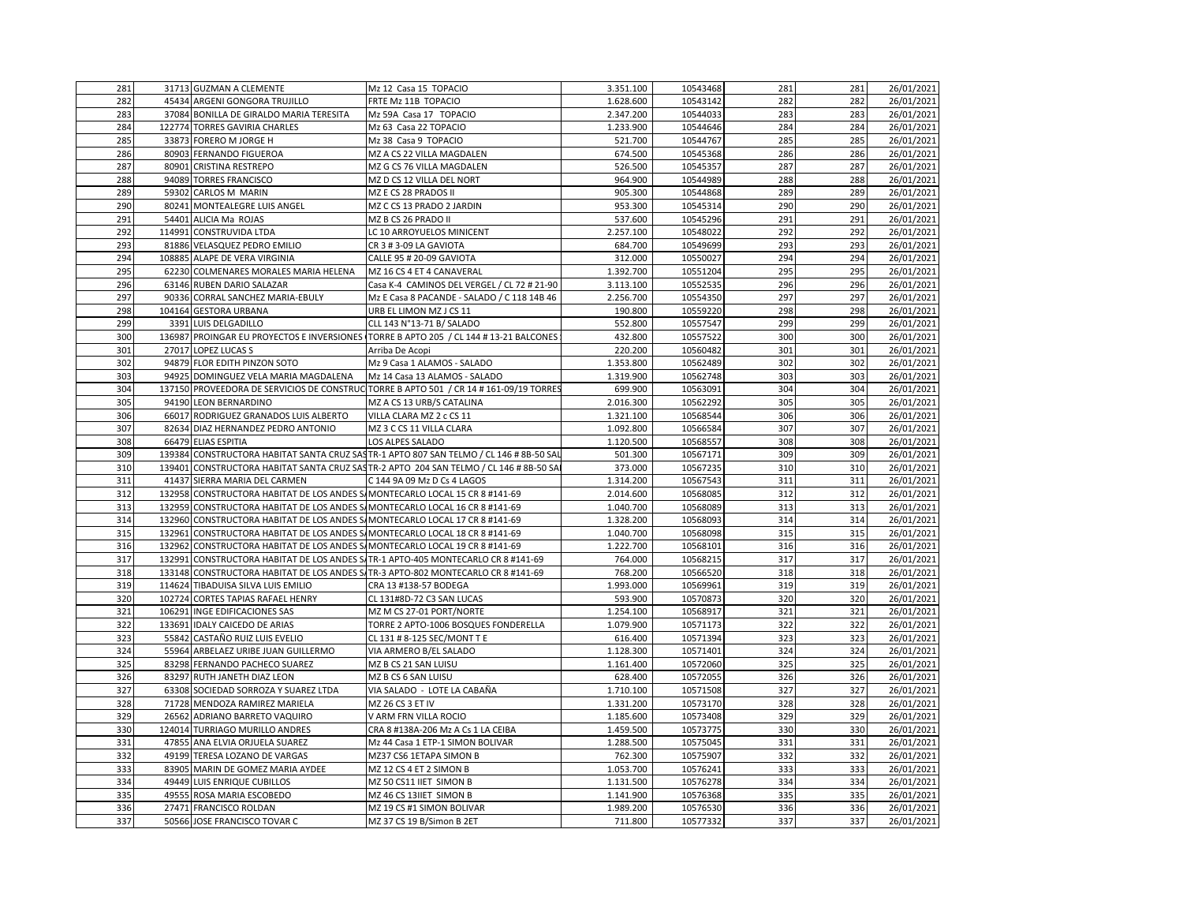| | | | | | | | | |
|---|---|---|---|---|---|---|---|---|
| 281 | 31713 | GUZMAN A CLEMENTE | Mz 12 Casa 15 TOPACIO | 3.351.100 | 10543468 | 281 | 281 | 26/01/2021 |
| 282 | 45434 | ARGENI GONGORA TRUJILLO | FRTE Mz 11B TOPACIO | 1.628.600 | 10543142 | 282 | 282 | 26/01/2021 |
| 283 | 37084 | BONILLA DE GIRALDO MARIA TERESITA | Mz 59A Casa 17 TOPACIO | 2.347.200 | 10544033 | 283 | 283 | 26/01/2021 |
| 284 | 122774 | TORRES GAVIRIA CHARLES | Mz 63 Casa 22 TOPACIO | 1.233.900 | 10544646 | 284 | 284 | 26/01/2021 |
| 285 | 33873 | FORERO M JORGE H | Mz 38 Casa 9 TOPACIO | 521.700 | 10544767 | 285 | 285 | 26/01/2021 |
| 286 | 80903 | FERNANDO FIGUEROA | MZ A CS 22 VILLA MAGDALEN | 674.500 | 10545368 | 286 | 286 | 26/01/2021 |
| 287 | 80901 | CRISTINA RESTREPO | MZ G CS 76 VILLA MAGDALEN | 526.500 | 10545357 | 287 | 287 | 26/01/2021 |
| 288 | 94089 | TORRES FRANCISCO | MZ D CS 12 VILLA DEL NORT | 964.900 | 10544989 | 288 | 288 | 26/01/2021 |
| 289 | 59302 | CARLOS M MARIN | MZ E CS 28 PRADOS II | 905.300 | 10544868 | 289 | 289 | 26/01/2021 |
| 290 | 80241 | MONTEALEGRE LUIS ANGEL | MZ C CS 13 PRADO 2 JARDIN | 953.300 | 10545314 | 290 | 290 | 26/01/2021 |
| 291 | 54401 | ALICIA Ma ROJAS | MZ B CS 26 PRADO II | 537.600 | 10545296 | 291 | 291 | 26/01/2021 |
| 292 | 114991 | CONSTRUVIDA LTDA | LC 10 ARROYUELOS MINICENT | 2.257.100 | 10548022 | 292 | 292 | 26/01/2021 |
| 293 | 81886 | VELASQUEZ PEDRO EMILIO | CR 3 # 3-09 LA GAVIOTA | 684.700 | 10549699 | 293 | 293 | 26/01/2021 |
| 294 | 108885 | ALAPE DE VERA VIRGINIA | CALLE 95 # 20-09 GAVIOTA | 312.000 | 10550027 | 294 | 294 | 26/01/2021 |
| 295 | 62230 | COLMENARES MORALES MARIA HELENA | MZ 16 CS 4 ET 4 CANAVERAL | 1.392.700 | 10551204 | 295 | 295 | 26/01/2021 |
| 296 | 63146 | RUBEN DARIO SALAZAR | Casa K-4 CAMINOS DEL VERGEL / CL 72 # 21-90 | 3.113.100 | 10552535 | 296 | 296 | 26/01/2021 |
| 297 | 90336 | CORRAL SANCHEZ MARIA-EBULY | Mz E Casa 8 PACANDE - SALADO / C 118 14B 46 | 2.256.700 | 10554350 | 297 | 297 | 26/01/2021 |
| 298 | 104164 | GESTORA URBANA | URB EL LIMON MZ J CS 11 | 190.800 | 10559220 | 298 | 298 | 26/01/2021 |
| 299 | 3391 | LUIS DELGADILLO | CLL 143 N°13-71 B/ SALADO | 552.800 | 10557547 | 299 | 299 | 26/01/2021 |
| 300 | 136987 | PROINGAR EU PROYECTOS E INVERSIONES | TORRE B APTO 205 / CL 144 # 13-21 BALCONES | 432.800 | 10557522 | 300 | 300 | 26/01/2021 |
| 301 | 27017 | LOPEZ LUCAS S | Arriba De Acopi | 220.200 | 10560482 | 301 | 301 | 26/01/2021 |
| 302 | 94879 | FLOR EDITH PINZON SOTO | Mz 9 Casa 1 ALAMOS - SALADO | 1.353.800 | 10562489 | 302 | 302 | 26/01/2021 |
| 303 | 94925 | DOMINGUEZ VELA MARIA MAGDALENA | Mz 14 Casa 13 ALAMOS - SALADO | 1.319.900 | 10562748 | 303 | 303 | 26/01/2021 |
| 304 | 137150 | PROVEEDORA DE SERVICIOS DE CONSTRUC | TORRE B APTO 501 / CR 14 # 161-09/19 TORRES | 699.900 | 10563091 | 304 | 304 | 26/01/2021 |
| 305 | 94190 | LEON BERNARDINO | MZ A CS 13 URB/S CATALINA | 2.016.300 | 10562292 | 305 | 305 | 26/01/2021 |
| 306 | 66017 | RODRIGUEZ GRANADOS LUIS ALBERTO | VILLA CLARA MZ 2 c CS 11 | 1.321.100 | 10568544 | 306 | 306 | 26/01/2021 |
| 307 | 82634 | DIAZ HERNANDEZ PEDRO ANTONIO | MZ 3 C CS 11 VILLA CLARA | 1.092.800 | 10566584 | 307 | 307 | 26/01/2021 |
| 308 | 66479 | ELIAS ESPITIA | LOS ALPES SALADO | 1.120.500 | 10568557 | 308 | 308 | 26/01/2021 |
| 309 | 139384 | CONSTRUCTORA HABITAT SANTA CRUZ SAS | TR-1 APTO 807 SAN TELMO / CL 146 # 8B-50 SAL | 501.300 | 10567171 | 309 | 309 | 26/01/2021 |
| 310 | 139401 | CONSTRUCTORA HABITAT SANTA CRUZ SAS | TR-2 APTO 204 SAN TELMO / CL 146 # 8B-50 SAI | 373.000 | 10567235 | 310 | 310 | 26/01/2021 |
| 311 | 41437 | SIERRA MARIA DEL CARMEN | C 144 9A 09 Mz D Cs 4 LAGOS | 1.314.200 | 10567543 | 311 | 311 | 26/01/2021 |
| 312 | 132958 | CONSTRUCTORA HABITAT DE LOS ANDES S/ | MONTECARLO LOCAL 15 CR 8 #141-69 | 2.014.600 | 10568085 | 312 | 312 | 26/01/2021 |
| 313 | 132959 | CONSTRUCTORA HABITAT DE LOS ANDES S/ | MONTECARLO LOCAL 16 CR 8 #141-69 | 1.040.700 | 10568089 | 313 | 313 | 26/01/2021 |
| 314 | 132960 | CONSTRUCTORA HABITAT DE LOS ANDES S/ | MONTECARLO LOCAL 17 CR 8 #141-69 | 1.328.200 | 10568093 | 314 | 314 | 26/01/2021 |
| 315 | 132961 | CONSTRUCTORA HABITAT DE LOS ANDES S/ | MONTECARLO LOCAL 18 CR 8 #141-69 | 1.040.700 | 10568098 | 315 | 315 | 26/01/2021 |
| 316 | 132962 | CONSTRUCTORA HABITAT DE LOS ANDES S/ | MONTECARLO LOCAL 19 CR 8 #141-69 | 1.222.700 | 10568101 | 316 | 316 | 26/01/2021 |
| 317 | 132991 | CONSTRUCTORA HABITAT DE LOS ANDES S/ | TR-1 APTO-405 MONTECARLO CR 8 #141-69 | 764.000 | 10568215 | 317 | 317 | 26/01/2021 |
| 318 | 133148 | CONSTRUCTORA HABITAT DE LOS ANDES S/ | TR-3 APTO-802 MONTECARLO CR 8 #141-69 | 768.200 | 10566520 | 318 | 318 | 26/01/2021 |
| 319 | 114624 | TIBADUISA SILVA LUIS EMILIO | CRA 13 #138-57 BODEGA | 1.993.000 | 10569961 | 319 | 319 | 26/01/2021 |
| 320 | 102724 | CORTES TAPIAS RAFAEL HENRY | CL 131#8D-72 C3 SAN LUCAS | 593.900 | 10570873 | 320 | 320 | 26/01/2021 |
| 321 | 106291 | INGE EDIFICACIONES SAS | MZ M CS 27-01 PORT/NORTE | 1.254.100 | 10568917 | 321 | 321 | 26/01/2021 |
| 322 | 133691 | IDALY CAICEDO DE ARIAS | TORRE 2 APTO-1006 BOSQUES FONDERELLA | 1.079.900 | 10571173 | 322 | 322 | 26/01/2021 |
| 323 | 55842 | CASTAÑO RUIZ LUIS EVELIO | CL 131 # 8-125 SEC/MONT T E | 616.400 | 10571394 | 323 | 323 | 26/01/2021 |
| 324 | 55964 | ARBELAEZ URIBE JUAN GUILLERMO | VIA ARMERO B/EL SALADO | 1.128.300 | 10571401 | 324 | 324 | 26/01/2021 |
| 325 | 83298 | FERNANDO PACHECO SUAREZ | MZ B CS 21 SAN LUISU | 1.161.400 | 10572060 | 325 | 325 | 26/01/2021 |
| 326 | 83297 | RUTH JANETH DIAZ LEON | MZ B CS 6 SAN LUISU | 628.400 | 10572055 | 326 | 326 | 26/01/2021 |
| 327 | 63308 | SOCIEDAD SORROZA Y SUAREZ LTDA | VIA SALADO - LOTE LA CABAÑA | 1.710.100 | 10571508 | 327 | 327 | 26/01/2021 |
| 328 | 71728 | MENDOZA RAMIREZ MARIELA | MZ 26 CS 3 ET IV | 1.331.200 | 10573170 | 328 | 328 | 26/01/2021 |
| 329 | 26562 | ADRIANO BARRETO VAQUIRO | V ARM FRN VILLA ROCIO | 1.185.600 | 10573408 | 329 | 329 | 26/01/2021 |
| 330 | 124014 | TURRIAGO MURILLO ANDRES | CRA 8 #138A-206 Mz A Cs 1 LA CEIBA | 1.459.500 | 10573775 | 330 | 330 | 26/01/2021 |
| 331 | 47855 | ANA ELVIA ORJUELA SUAREZ | Mz 44 Casa 1 ETP-1 SIMON BOLIVAR | 1.288.500 | 10575045 | 331 | 331 | 26/01/2021 |
| 332 | 49199 | TERESA LOZANO DE VARGAS | MZ37 CS6 1ETAPA SIMON B | 762.300 | 10575907 | 332 | 332 | 26/01/2021 |
| 333 | 83905 | MARIN DE GOMEZ MARIA AYDEE | MZ 12 CS 4 ET 2 SIMON B | 1.053.700 | 10576241 | 333 | 333 | 26/01/2021 |
| 334 | 49449 | LUIS ENRIQUE CUBILLOS | MZ 50 CS11 IIET SIMON B | 1.131.500 | 10576278 | 334 | 334 | 26/01/2021 |
| 335 | 49555 | ROSA MARIA ESCOBEDO | MZ 46 CS 13IIET SIMON B | 1.141.900 | 10576368 | 335 | 335 | 26/01/2021 |
| 336 | 27471 | FRANCISCO ROLDAN | MZ 19 CS #1 SIMON BOLIVAR | 1.989.200 | 10576530 | 336 | 336 | 26/01/2021 |
| 337 | 50566 | JOSE FRANCISCO TOVAR C | MZ 37 CS 19 B/Simon B 2ET | 711.800 | 10577332 | 337 | 337 | 26/01/2021 |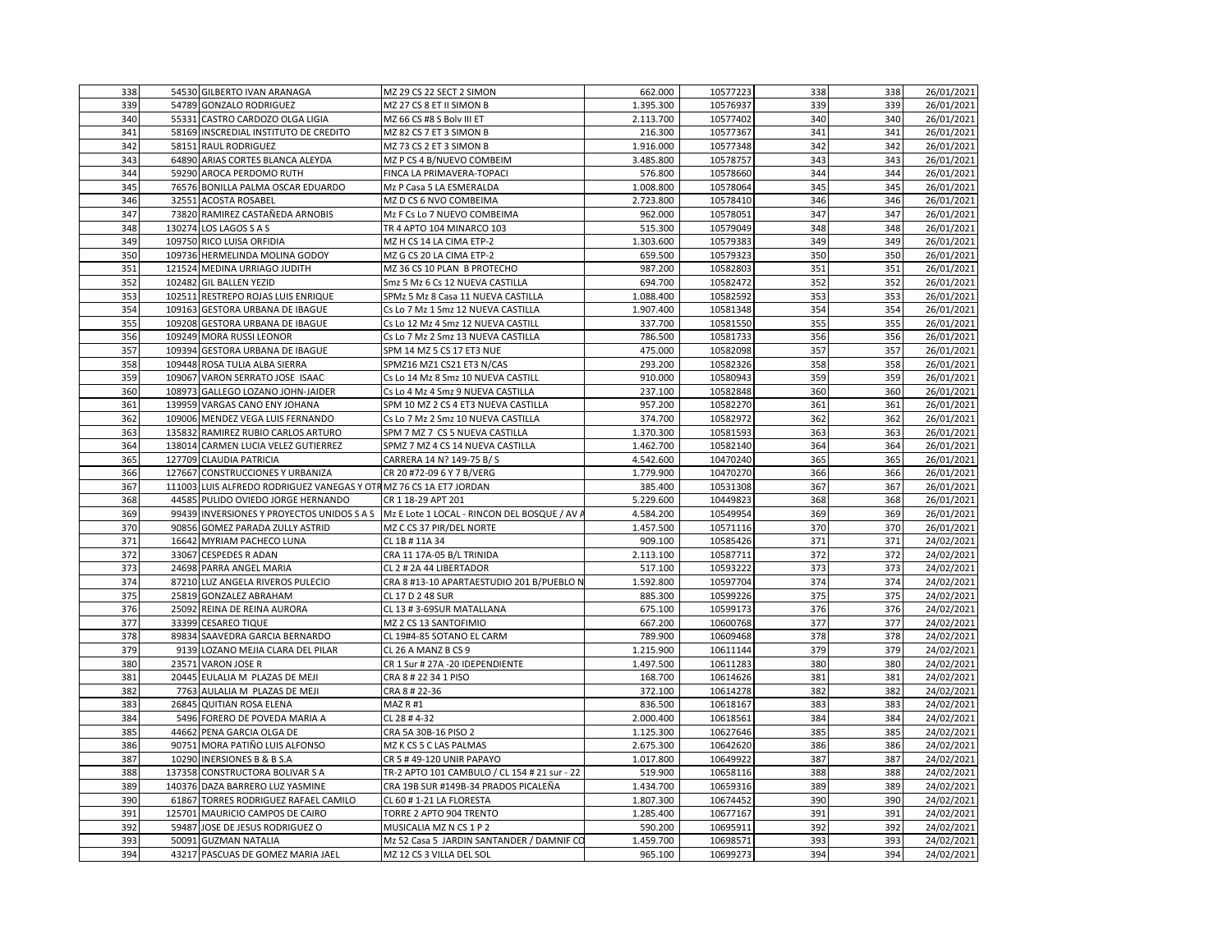| | | | | | | | | |
|---|---|---|---|---|---|---|---|---|
| 338 | 54530 | GILBERTO IVAN ARANAGA | MZ 29 CS 22 SECT 2 SIMON | 662.000 | 10577223 | 338 | 338 | 26/01/2021 |
| 339 | 54789 | GONZALO RODRIGUEZ | MZ 27 CS 8 ET II SIMON B | 1.395.300 | 10576937 | 339 | 339 | 26/01/2021 |
| 340 | 55331 | CASTRO CARDOZO OLGA LIGIA | MZ 66 CS #8 S Bolv III ET | 2.113.700 | 10577402 | 340 | 340 | 26/01/2021 |
| 341 | 58169 | INSCREDIAL INSTITUTO DE CREDITO | MZ 82 CS 7 ET 3 SIMON B | 216.300 | 10577367 | 341 | 341 | 26/01/2021 |
| 342 | 58151 | RAUL RODRIGUEZ | MZ 73 CS 2 ET 3 SIMON B | 1.916.000 | 10577348 | 342 | 342 | 26/01/2021 |
| 343 | 64890 | ARIAS CORTES BLANCA ALEYDA | MZ P CS 4 B/NUEVO COMBEIM | 3.485.800 | 10578757 | 343 | 343 | 26/01/2021 |
| 344 | 59290 | AROCA PERDOMO RUTH | FINCA LA PRIMAVERA-TOPACI | 576.800 | 10578660 | 344 | 344 | 26/01/2021 |
| 345 | 76576 | BONILLA PALMA OSCAR EDUARDO | Mz P Casa 5 LA ESMERALDA | 1.008.800 | 10578064 | 345 | 345 | 26/01/2021 |
| 346 | 32551 | ACOSTA ROSABEL | MZ D CS 6 NVO COMBEIMA | 2.723.800 | 10578410 | 346 | 346 | 26/01/2021 |
| 347 | 73820 | RAMIREZ CASTAÑEDA ARNOBIS | Mz F Cs Lo 7 NUEVO COMBEIMA | 962.000 | 10578051 | 347 | 347 | 26/01/2021 |
| 348 | 130274 | LOS LAGOS S A S | TR 4 APTO 104 MINARCO 103 | 515.300 | 10579049 | 348 | 348 | 26/01/2021 |
| 349 | 109750 | RICO LUISA ORFIDIA | MZ H CS 14 LA CIMA ETP-2 | 1.303.600 | 10579383 | 349 | 349 | 26/01/2021 |
| 350 | 109736 | HERMELINDA MOLINA GODOY | MZ G CS 20 LA CIMA ETP-2 | 659.500 | 10579323 | 350 | 350 | 26/01/2021 |
| 351 | 121524 | MEDINA URRIAGO JUDITH | MZ 36 CS 10 PLAN B PROTECHO | 987.200 | 10582803 | 351 | 351 | 26/01/2021 |
| 352 | 102482 | GIL BALLEN YEZID | Smz 5 Mz 6 Cs 12 NUEVA CASTILLA | 694.700 | 10582472 | 352 | 352 | 26/01/2021 |
| 353 | 102511 | RESTREPO ROJAS LUIS ENRIQUE | SPMz 5 Mz 8 Casa 11 NUEVA CASTILLA | 1.088.400 | 10582592 | 353 | 353 | 26/01/2021 |
| 354 | 109163 | GESTORA URBANA DE IBAGUE | Cs Lo 7 Mz 1 Smz 12 NUEVA CASTILLA | 1.907.400 | 10581348 | 354 | 354 | 26/01/2021 |
| 355 | 109208 | GESTORA URBANA DE IBAGUE | Cs Lo 12 Mz 4 Smz 12 NUEVA CASTILL | 337.700 | 10581550 | 355 | 355 | 26/01/2021 |
| 356 | 109249 | MORA RUSSI LEONOR | Cs Lo 7 Mz 2 Smz 13 NUEVA CASTILLA | 786.500 | 10581733 | 356 | 356 | 26/01/2021 |
| 357 | 109394 | GESTORA URBANA DE IBAGUE | SPM 14 MZ 5 CS 17 ET3 NUE | 475.000 | 10582098 | 357 | 357 | 26/01/2021 |
| 358 | 109448 | ROSA TULIA ALBA SIERRA | SPMZ16 MZ1 CS21 ET3 N/CAS | 293.200 | 10582326 | 358 | 358 | 26/01/2021 |
| 359 | 109067 | VARON SERRATO JOSE ISAAC | Cs Lo 14 Mz 8 Smz 10 NUEVA CASTILL | 910.000 | 10580943 | 359 | 359 | 26/01/2021 |
| 360 | 108973 | GALLEGO LOZANO JOHN-JAIDER | Cs Lo 4 Mz 4 Smz 9 NUEVA CASTILLA | 237.100 | 10582848 | 360 | 360 | 26/01/2021 |
| 361 | 139959 | VARGAS CANO ENY JOHANA | SPM 10 MZ 2 CS 4 ET3 NUEVA CASTILLA | 957.200 | 10582270 | 361 | 361 | 26/01/2021 |
| 362 | 109006 | MENDEZ VEGA LUIS FERNANDO | Cs Lo 7 Mz 2 Smz 10 NUEVA CASTILLA | 374.700 | 10582972 | 362 | 362 | 26/01/2021 |
| 363 | 135832 | RAMIREZ RUBIO CARLOS ARTURO | SPM 7 MZ 7 CS 5 NUEVA CASTILLA | 1.370.300 | 10581593 | 363 | 363 | 26/01/2021 |
| 364 | 138014 | CARMEN LUCIA VELEZ GUTIERREZ | SPMZ 7 MZ 4 CS 14 NUEVA CASTILLA | 1.462.700 | 10582140 | 364 | 364 | 26/01/2021 |
| 365 | 127709 | CLAUDIA PATRICIA | CARRERA 14 N? 149-75 B/ S | 4.542.600 | 10470240 | 365 | 365 | 26/01/2021 |
| 366 | 127667 | CONSTRUCCIONES Y URBANIZA | CR 20 #72-09 6 Y 7 B/VERG | 1.779.900 | 10470270 | 366 | 366 | 26/01/2021 |
| 367 | 111003 | LUIS ALFREDO RODRIGUEZ VANEGAS Y OTR | MZ 76 CS 1A ET7 JORDAN | 385.400 | 10531308 | 367 | 367 | 26/01/2021 |
| 368 | 44585 | PULIDO OVIEDO JORGE HERNANDO | CR 1 18-29 APT 201 | 5.229.600 | 10449823 | 368 | 368 | 26/01/2021 |
| 369 | 99439 | INVERSIONES Y PROYECTOS UNIDOS S A S | Mz E Lote 1 LOCAL - RINCON DEL BOSQUE / AV A | 4.584.200 | 10549954 | 369 | 369 | 26/01/2021 |
| 370 | 90856 | GOMEZ PARADA ZULLY ASTRID | MZ C CS 37 PIR/DEL NORTE | 1.457.500 | 10571116 | 370 | 370 | 26/01/2021 |
| 371 | 16642 | MYRIAM PACHECO LUNA | CL 1B # 11A 34 | 909.100 | 10585426 | 371 | 371 | 24/02/2021 |
| 372 | 33067 | CESPEDES R ADAN | CRA 11 17A-05 B/L TRINIDA | 2.113.100 | 10587711 | 372 | 372 | 24/02/2021 |
| 373 | 24698 | PARRA ANGEL MARIA | CL 2 # 2A 44 LIBERTADOR | 517.100 | 10593222 | 373 | 373 | 24/02/2021 |
| 374 | 87210 | LUZ ANGELA RIVEROS PULECIO | CRA 8 #13-10 APARTAESTUDIO 201 B/PUEBLO N | 1.592.800 | 10597704 | 374 | 374 | 24/02/2021 |
| 375 | 25819 | GONZALEZ ABRAHAM | CL 17 D 2 48 SUR | 885.300 | 10599226 | 375 | 375 | 24/02/2021 |
| 376 | 25092 | REINA DE REINA AURORA | CL 13 # 3-69SUR MATALLANA | 675.100 | 10599173 | 376 | 376 | 24/02/2021 |
| 377 | 33399 | CESAREO TIQUE | MZ 2 CS 13 SANTOFIMIO | 667.200 | 10600768 | 377 | 377 | 24/02/2021 |
| 378 | 89834 | SAAVEDRA GARCIA BERNARDO | CL 19#4-85 SOTANO EL CARM | 789.900 | 10609468 | 378 | 378 | 24/02/2021 |
| 379 | 9139 | LOZANO MEJIA CLARA DEL PILAR | CL 26 A MANZ B CS 9 | 1.215.900 | 10611144 | 379 | 379 | 24/02/2021 |
| 380 | 23571 | VARON JOSE R | CR 1 Sur # 27A -20 IDEPENDIENTE | 1.497.500 | 10611283 | 380 | 380 | 24/02/2021 |
| 381 | 20445 | EULALIA M PLAZAS DE MEJI | CRA 8 # 22 34 1 PISO | 168.700 | 10614626 | 381 | 381 | 24/02/2021 |
| 382 | 7763 | AULALIA M PLAZAS DE MEJI | CRA 8 # 22-36 | 372.100 | 10614278 | 382 | 382 | 24/02/2021 |
| 383 | 26845 | QUITIAN ROSA ELENA | MAZ R #1 | 836.500 | 10618167 | 383 | 383 | 24/02/2021 |
| 384 | 5496 | FORERO DE POVEDA MARIA A | CL 28 # 4-32 | 2.000.400 | 10618561 | 384 | 384 | 24/02/2021 |
| 385 | 44662 | PENA GARCIA OLGA DE | CRA 5A 30B-16 PISO 2 | 1.125.300 | 10627646 | 385 | 385 | 24/02/2021 |
| 386 | 90751 | MORA PATIÑO LUIS ALFONSO | MZ K CS 5 C LAS PALMAS | 2.675.300 | 10642620 | 386 | 386 | 24/02/2021 |
| 387 | 10290 | INERSIONES B & B S.A | CR 5 # 49-120 UNIR PAPAYO | 1.017.800 | 10649922 | 387 | 387 | 24/02/2021 |
| 388 | 137358 | CONSTRUCTORA BOLIVAR S A | TR-2 APTO 101 CAMBULO / CL 154 # 21 sur - 22 | 519.900 | 10658116 | 388 | 388 | 24/02/2021 |
| 389 | 140376 | DAZA BARRERO LUZ YASMINE | CRA 19B SUR #149B-34 PRADOS PICALEÑA | 1.434.700 | 10659316 | 389 | 389 | 24/02/2021 |
| 390 | 61867 | TORRES RODRIGUEZ RAFAEL CAMILO | CL 60 # 1-21 LA FLORESTA | 1.807.300 | 10674452 | 390 | 390 | 24/02/2021 |
| 391 | 125701 | MAURICIO CAMPOS DE CAIRO | TORRE 2 APTO 904 TRENTO | 1.285.400 | 10677167 | 391 | 391 | 24/02/2021 |
| 392 | 59487 | JOSE DE JESUS RODRIGUEZ O | MUSICALIA MZ N CS 1 P 2 | 590.200 | 10695911 | 392 | 392 | 24/02/2021 |
| 393 | 50091 | GUZMAN NATALIA | Mz 52 Casa 5 JARDIN SANTANDER / DAMNIF CO | 1.459.700 | 10698571 | 393 | 393 | 24/02/2021 |
| 394 | 43217 | PASCUAS DE GOMEZ MARIA JAEL | MZ 12 CS 3 VILLA DEL SOL | 965.100 | 10699273 | 394 | 394 | 24/02/2021 |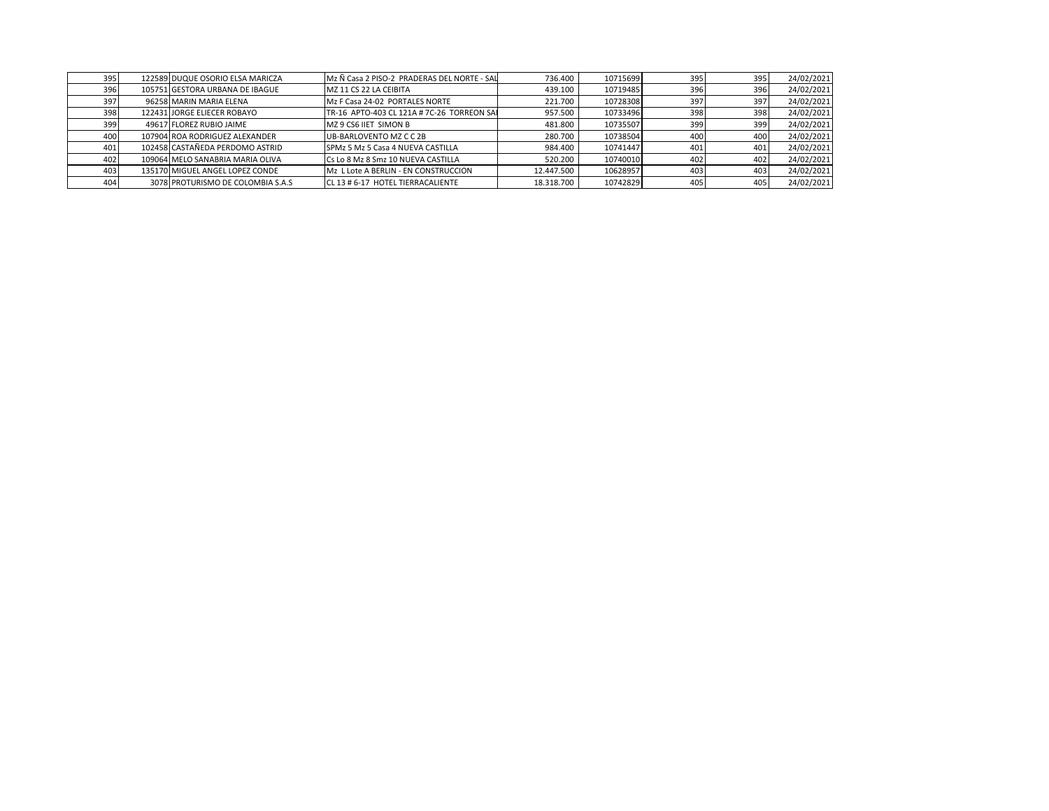| | | | | | | | | |
|---|---|---|---|---|---|---|---|---|
| 395 | 122589 | DUQUE OSORIO ELSA MARICZA | Mz Ñ Casa 2 PISO-2 PRADERAS DEL NORTE - SAL | 736.400 | 10715699 | 395 | 395 | 24/02/2021 |
| 396 | 105751 | GESTORA URBANA DE IBAGUE | MZ 11 CS 22 LA CEIBITA | 439.100 | 10719485 | 396 | 396 | 24/02/2021 |
| 397 | 96258 | MARIN MARIA ELENA | Mz F Casa 24-02 PORTALES NORTE | 221.700 | 10728308 | 397 | 397 | 24/02/2021 |
| 398 | 122431 | JORGE ELIECER ROBAYO | TR-16 APTO-403 CL 121A # 7C-26 TORREON SAI | 957.500 | 10733496 | 398 | 398 | 24/02/2021 |
| 399 | 49617 | FLOREZ RUBIO JAIME | MZ 9 CS6 IIET SIMON B | 481.800 | 10735507 | 399 | 399 | 24/02/2021 |
| 400 | 107904 | ROA RODRIGUEZ ALEXANDER | UB-BARLOVENTO MZ C C 2B | 280.700 | 10738504 | 400 | 400 | 24/02/2021 |
| 401 | 102458 | CASTAÑEDA PERDOMO ASTRID | SPMz 5 Mz 5 Casa 4 NUEVA CASTILLA | 984.400 | 10741447 | 401 | 401 | 24/02/2021 |
| 402 | 109064 | MELO SANABRIA MARIA OLIVA | Cs Lo 8 Mz 8 Smz 10 NUEVA CASTILLA | 520.200 | 10740010 | 402 | 402 | 24/02/2021 |
| 403 | 135170 | MIGUEL ANGEL LOPEZ CONDE | Mz L Lote A BERLIN - EN CONSTRUCCION | 12.447.500 | 10628957 | 403 | 403 | 24/02/2021 |
| 404 | 3078 | PROTURISMO DE COLOMBIA S.A.S | CL 13 # 6-17 HOTEL TIERRACALIENTE | 18.318.700 | 10742829 | 405 | 405 | 24/02/2021 |